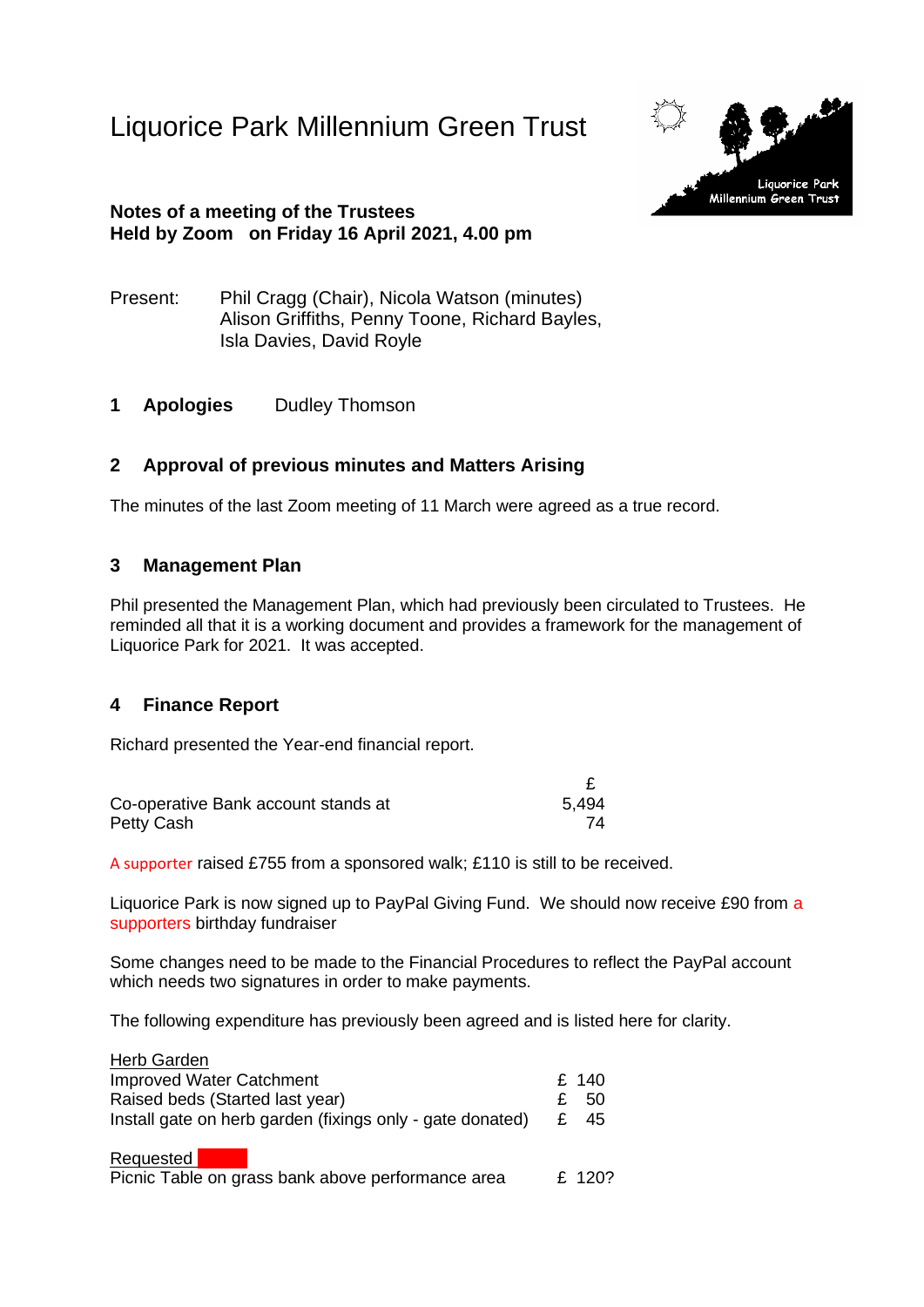# Liquorice Park Millennium Green Trust

**Notes of a meeting of the Trustees**
**Held by Zoom on Friday 16 April 2021, 4.00 pm**

Present: Phil Cragg (Chair), Nicola Watson (minutes) Alison Griffiths, Penny Toone, Richard Bayles, Isla Davies, David Royle

## 1 Apologies

Dudley Thomson

## 2 Approval of previous minutes and Matters Arising

The minutes of the last Zoom meeting of 11 March were agreed as a true record.

## 3 Management Plan

Phil presented the Management Plan, which had previously been circulated to Trustees. He reminded all that it is a working document and provides a framework for the management of Liquorice Park for 2021. It was accepted.

## 4 Finance Report

Richard presented the Year-end financial report.

| | £ |
|---|---|
| Co-operative Bank account stands at | 5,494 |
| Petty Cash | 74 |

A supporter raised £755 from a sponsored walk; £110 is still to be received.

Liquorice Park is now signed up to PayPal Giving Fund. We should now receive £90 from a supporters birthday fundraiser

Some changes need to be made to the Financial Procedures to reflect the PayPal account which needs two signatures in order to make payments.

The following expenditure has previously been agreed and is listed here for clarity.

Herb Garden

| | |
|---|---|
| Improved Water Catchment | £ 140 |
| Raised beds (Started last year) | £ 50 |
| Install gate on herb garden (fixings only - gate donated) | £ 45 |

Requested

| | |
|---|---|
| Picnic Table on grass bank above performance area | £ 120? |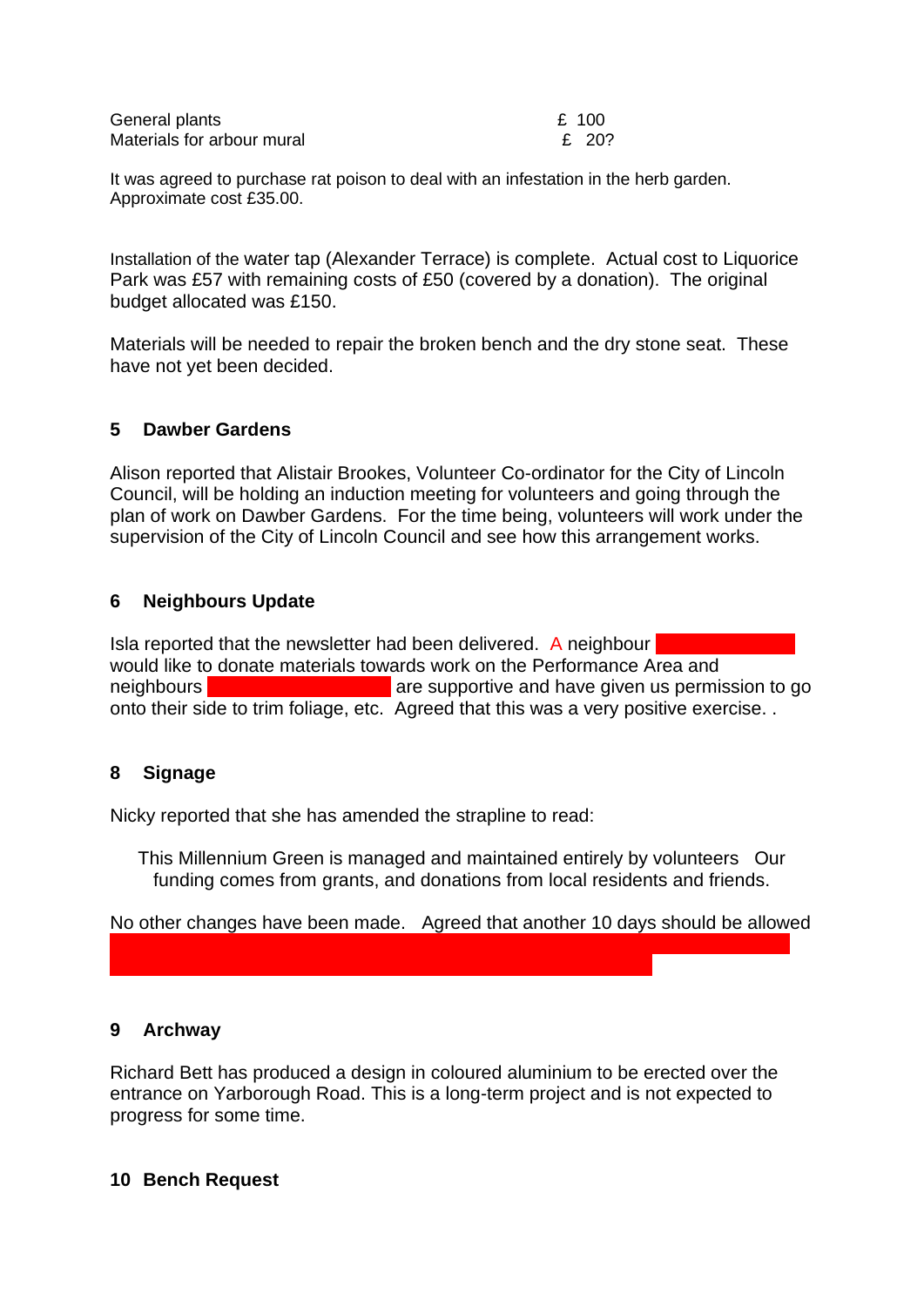| | |
|---|---|
| General plants | £ 100 |
| Materials for arbour mural | £ 20? |

It was agreed to purchase rat poison to deal with an infestation in the herb garden. Approximate cost £35.00.

Installation of the water tap (Alexander Terrace) is complete. Actual cost to Liquorice Park was £57 with remaining costs of £50 (covered by a donation). The original budget allocated was £150.

Materials will be needed to repair the broken bench and the dry stone seat. These have not yet been decided.

## 5 Dawber Gardens

Alison reported that Alistair Brookes, Volunteer Co-ordinator for the City of Lincoln Council, will be holding an induction meeting for volunteers and going through the plan of work on Dawber Gardens. For the time being, volunteers will work under the supervision of the City of Lincoln Council and see how this arrangement works.

## 6 Neighbours Update

Isla reported that the newsletter had been delivered. A neighbour would like to donate materials towards work on the Performance Area and neighbours are supportive and have given us permission to go onto their side to trim foliage, etc. Agreed that this was a very positive exercise. .

## 8 Signage

Nicky reported that she has amended the strapline to read:

> This Millennium Green is managed and maintained entirely by volunteers Our funding comes from grants, and donations from local residents and friends.

No other changes have been made. Agreed that another 10 days should be allowed

## 9 Archway

Richard Bett has produced a design in coloured aluminium to be erected over the entrance on Yarborough Road. This is a long-term project and is not expected to progress for some time.

## 10 Bench Request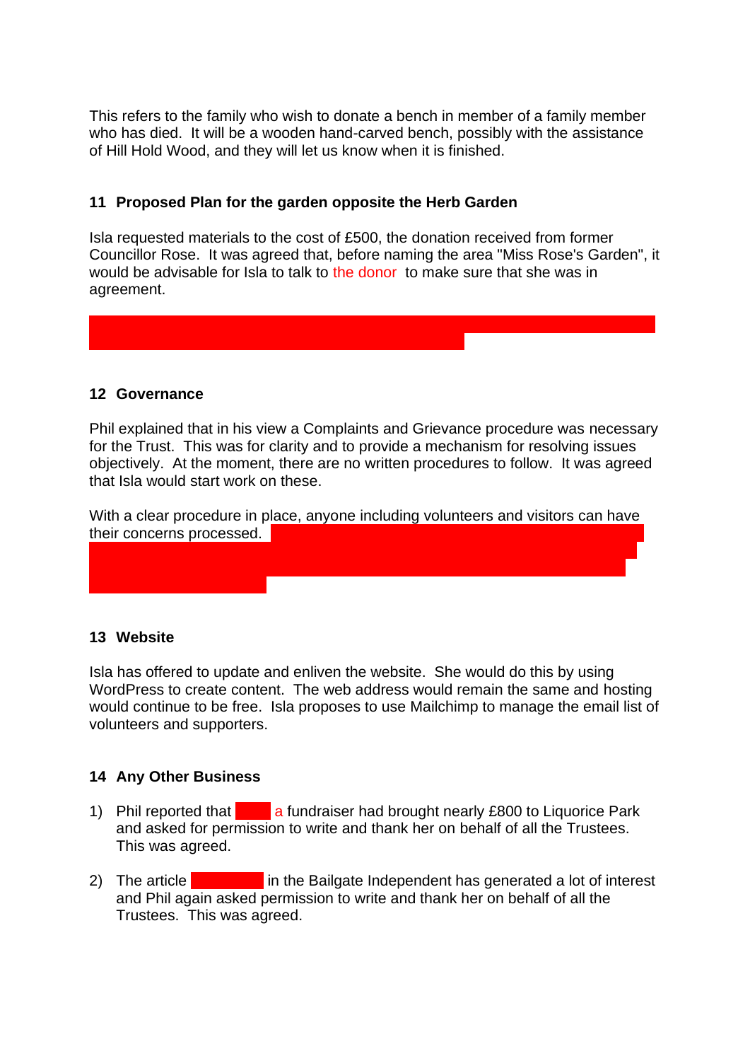This refers to the family who wish to donate a bench in member of a family member who has died. It will be a wooden hand-carved bench, possibly with the assistance of Hill Hold Wood, and they will let us know when it is finished.

**11 Proposed Plan for the garden opposite the Herb Garden**

Isla requested materials to the cost of £500, the donation received from former Councillor Rose. It was agreed that, before naming the area "Miss Rose's Garden", it would be advisable for Isla to talk to the donor to make sure that she was in agreement.

**12 Governance**

Phil explained that in his view a Complaints and Grievance procedure was necessary for the Trust. This was for clarity and to provide a mechanism for resolving issues objectively. At the moment, there are no written procedures to follow. It was agreed that Isla would start work on these.

With a clear procedure in place, anyone including volunteers and visitors can have their concerns processed.

**13 Website**

Isla has offered to update and enliven the website. She would do this by using WordPress to create content. The web address would remain the same and hosting would continue to be free. Isla proposes to use Mailchimp to manage the email list of volunteers and supporters.

**14 Any Other Business**

1) Phil reported that a fundraiser had brought nearly £800 to Liquorice Park and asked for permission to write and thank her on behalf of all the Trustees. This was agreed.

2) The article in the Bailgate Independent has generated a lot of interest and Phil again asked permission to write and thank her on behalf of all the Trustees. This was agreed.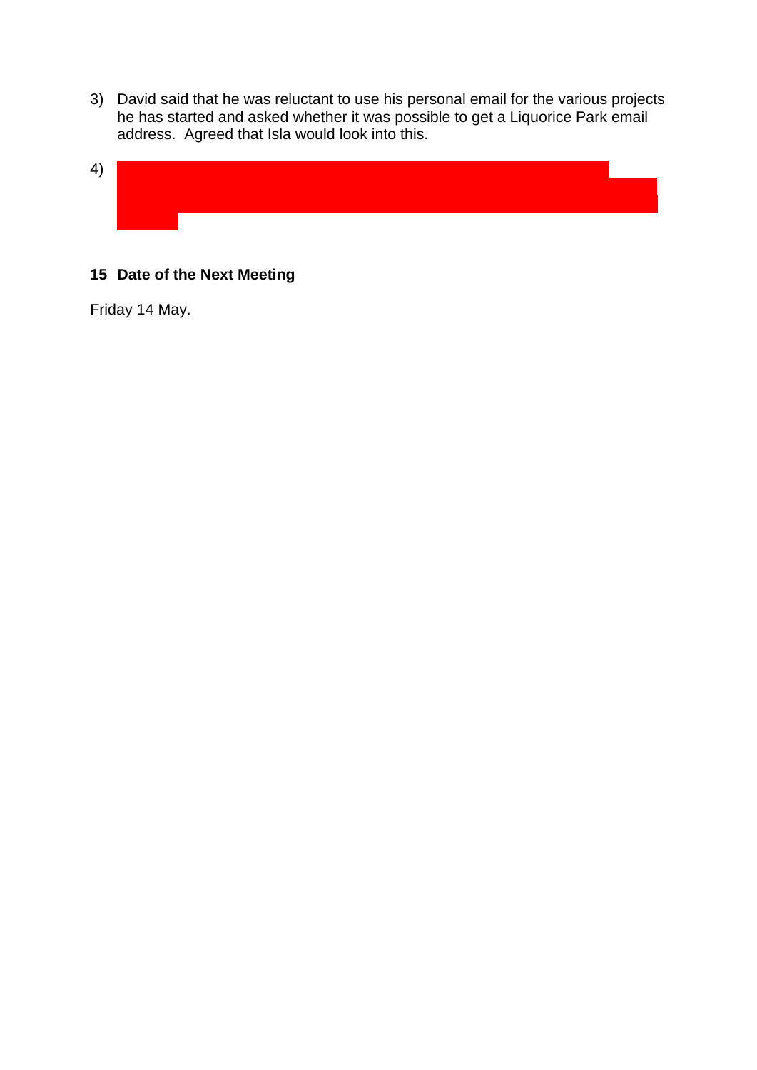3) David said that he was reluctant to use his personal email for the various projects he has started and asked whether it was possible to get a Liquorice Park email address. Agreed that Isla would look into this.

4)

**15 Date of the Next Meeting**

Friday 14 May.